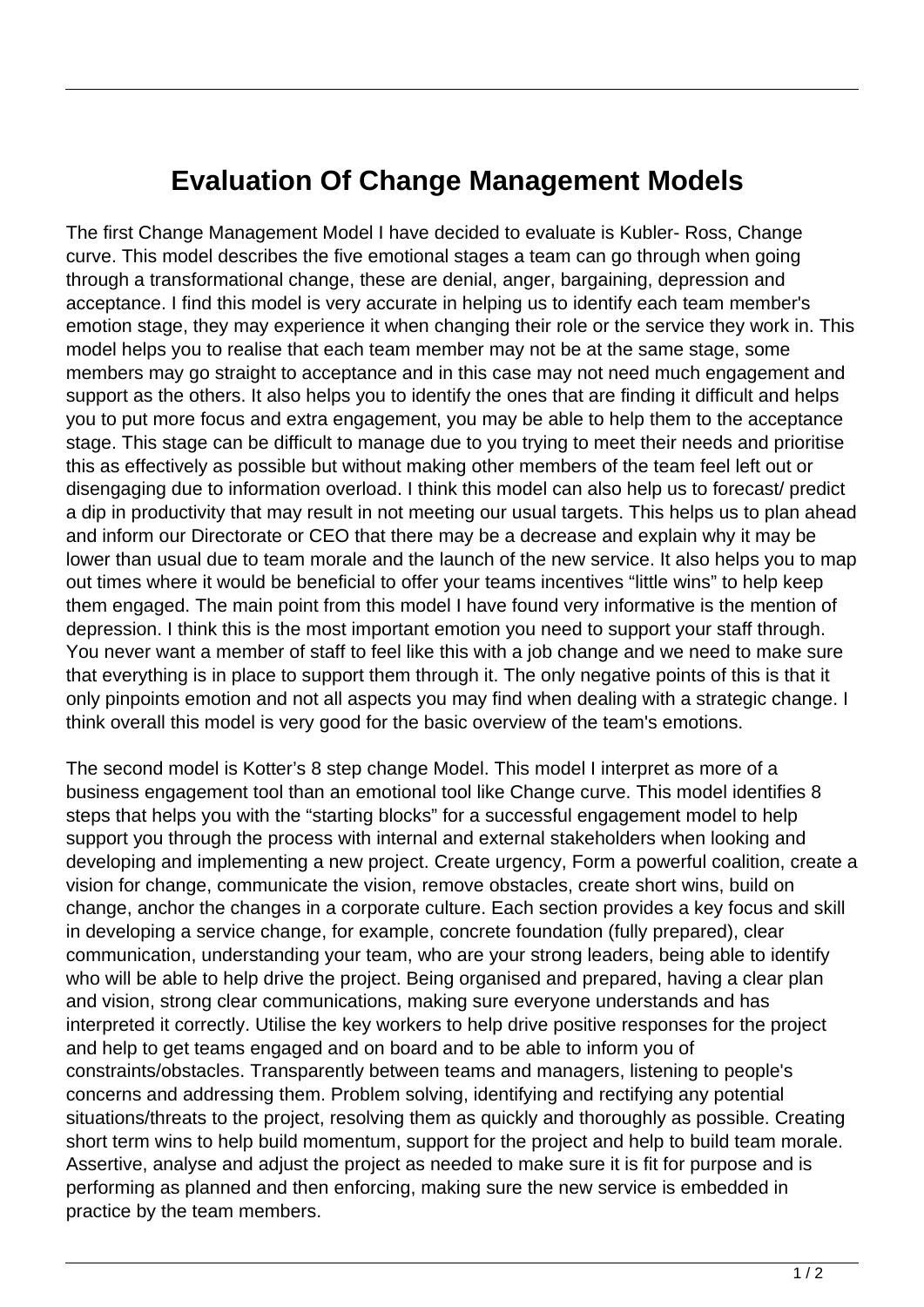# Evaluation Of Change Management Models

The first Change Management Model I have decided to evaluate is Kubler- Ross, Change curve. This model describes the five emotional stages a team can go through when going through a transformational change, these are denial, anger, bargaining, depression and acceptance. I find this model is very accurate in helping us to identify each team member's emotion stage, they may experience it when changing their role or the service they work in. This model helps you to realise that each team member may not be at the same stage, some members may go straight to acceptance and in this case may not need much engagement and support as the others. It also helps you to identify the ones that are finding it difficult and helps you to put more focus and extra engagement, you may be able to help them to the acceptance stage. This stage can be difficult to manage due to you trying to meet their needs and prioritise this as effectively as possible but without making other members of the team feel left out or disengaging due to information overload. I think this model can also help us to forecast/ predict a dip in productivity that may result in not meeting our usual targets. This helps us to plan ahead and inform our Directorate or CEO that there may be a decrease and explain why it may be lower than usual due to team morale and the launch of the new service. It also helps you to map out times where it would be beneficial to offer your teams incentives “little wins” to help keep them engaged. The main point from this model I have found very informative is the mention of depression. I think this is the most important emotion you need to support your staff through. You never want a member of staff to feel like this with a job change and we need to make sure that everything is in place to support them through it. The only negative points of this is that it only pinpoints emotion and not all aspects you may find when dealing with a strategic change. I think overall this model is very good for the basic overview of the team's emotions.

The second model is Kotter’s 8 step change Model. This model I interpret as more of a business engagement tool than an emotional tool like Change curve. This model identifies 8 steps that helps you with the “starting blocks” for a successful engagement model to help support you through the process with internal and external stakeholders when looking and developing and implementing a new project. Create urgency, Form a powerful coalition, create a vision for change, communicate the vision, remove obstacles, create short wins, build on change, anchor the changes in a corporate culture. Each section provides a key focus and skill in developing a service change, for example, concrete foundation (fully prepared), clear communication, understanding your team, who are your strong leaders, being able to identify who will be able to help drive the project. Being organised and prepared, having a clear plan and vision, strong clear communications, making sure everyone understands and has interpreted it correctly. Utilise the key workers to help drive positive responses for the project and help to get teams engaged and on board and to be able to inform you of constraints/obstacles. Transparently between teams and managers, listening to people's concerns and addressing them. Problem solving, identifying and rectifying any potential situations/threats to the project, resolving them as quickly and thoroughly as possible. Creating short term wins to help build momentum, support for the project and help to build team morale. Assertive, analyse and adjust the project as needed to make sure it is fit for purpose and is performing as planned and then enforcing, making sure the new service is embedded in practice by the team members.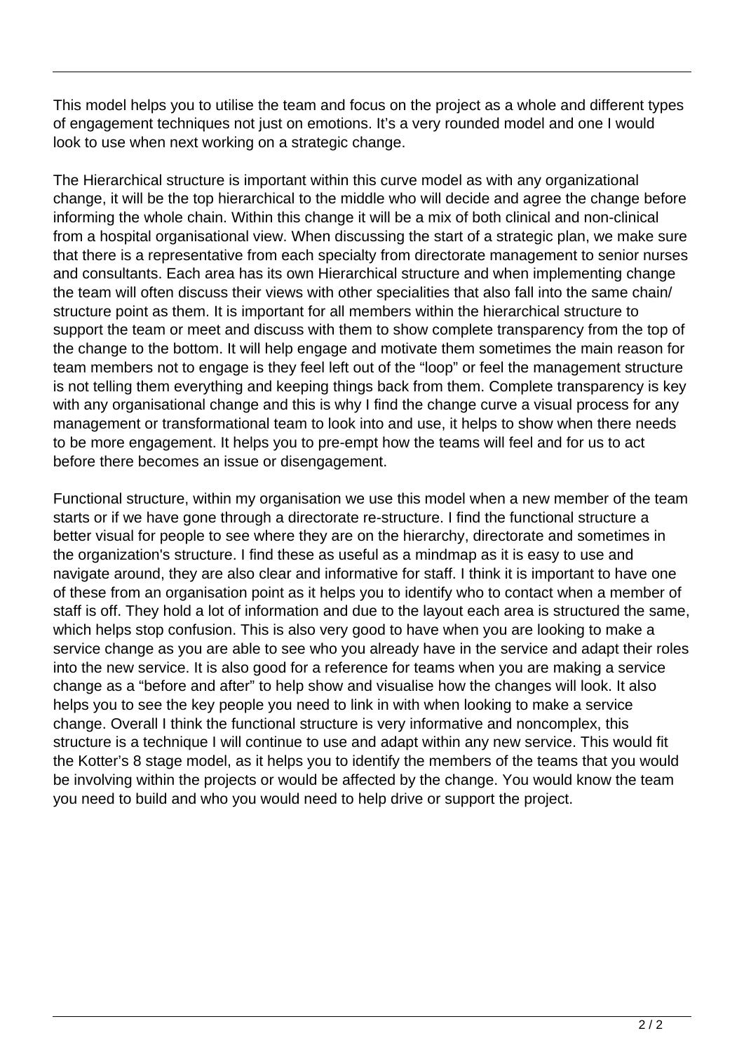This model helps you to utilise the team and focus on the project as a whole and different types of engagement techniques not just on emotions. It's a very rounded model and one I would look to use when next working on a strategic change.

The Hierarchical structure is important within this curve model as with any organizational change, it will be the top hierarchical to the middle who will decide and agree the change before informing the whole chain. Within this change it will be a mix of both clinical and non-clinical from a hospital organisational view. When discussing the start of a strategic plan, we make sure that there is a representative from each specialty from directorate management to senior nurses and consultants. Each area has its own Hierarchical structure and when implementing change the team will often discuss their views with other specialities that also fall into the same chain/ structure point as them. It is important for all members within the hierarchical structure to support the team or meet and discuss with them to show complete transparency from the top of the change to the bottom. It will help engage and motivate them sometimes the main reason for team members not to engage is they feel left out of the "loop" or feel the management structure is not telling them everything and keeping things back from them. Complete transparency is key with any organisational change and this is why I find the change curve a visual process for any management or transformational team to look into and use, it helps to show when there needs to be more engagement. It helps you to pre-empt how the teams will feel and for us to act before there becomes an issue or disengagement.

Functional structure, within my organisation we use this model when a new member of the team starts or if we have gone through a directorate re-structure. I find the functional structure a better visual for people to see where they are on the hierarchy, directorate and sometimes in the organization's structure. I find these as useful as a mindmap as it is easy to use and navigate around, they are also clear and informative for staff. I think it is important to have one of these from an organisation point as it helps you to identify who to contact when a member of staff is off. They hold a lot of information and due to the layout each area is structured the same, which helps stop confusion. This is also very good to have when you are looking to make a service change as you are able to see who you already have in the service and adapt their roles into the new service. It is also good for a reference for teams when you are making a service change as a "before and after" to help show and visualise how the changes will look. It also helps you to see the key people you need to link in with when looking to make a service change. Overall I think the functional structure is very informative and noncomplex, this structure is a technique I will continue to use and adapt within any new service. This would fit the Kotter's 8 stage model, as it helps you to identify the members of the teams that you would be involving within the projects or would be affected by the change. You would know the team you need to build and who you would need to help drive or support the project.